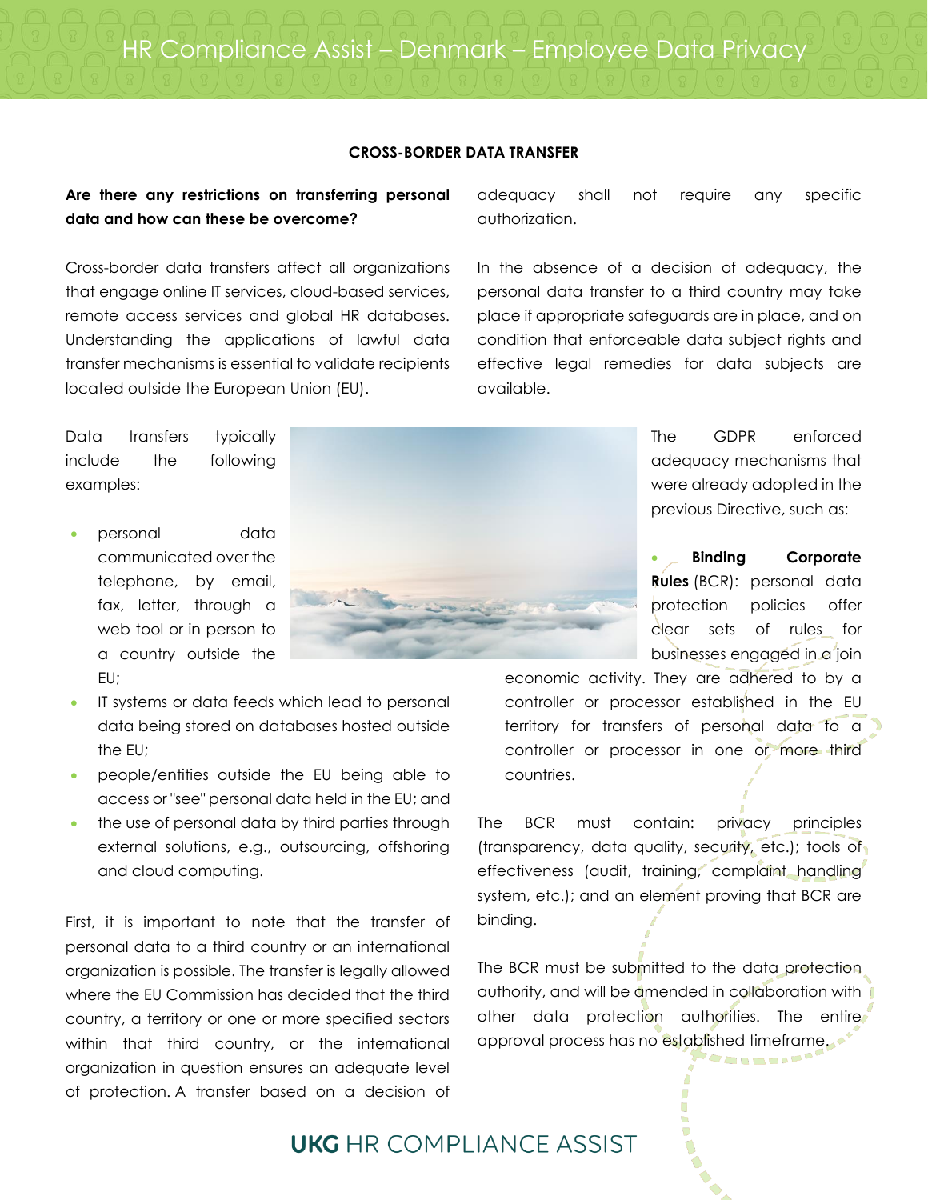## CROSS-BORDER DATA TRANSFER

**Are there any restrictions on transferring personal data and how can these be overcome?**

Cross-border data transfers affect all organizations that engage online IT services, cloud-based services, remote access services and global HR databases. Understanding the applications of lawful data transfer mechanisms is essential to validate recipients located outside the European Union (EU).

Data transfers typically include the following examples:

- personal data communicated over the telephone, by email, fax, letter, through a web tool or in person to a country outside the EU;
- IT systems or data feeds which lead to personal data being stored on databases hosted outside the EU;
- people/entities outside the EU being able to access or "see" personal data held in the EU; and
- the use of personal data by third parties through external solutions, e.g., outsourcing, offshoring and cloud computing.

First, it is important to note that the transfer of personal data to a third country or an international organization is possible. The transfer is legally allowed where the EU Commission has decided that the third country, a territory or one or more specified sectors within that third country, or the international organization in question ensures an adequate level of protection. A transfer based on a decision of adequacy shall not require any specific authorization.

In the absence of a decision of adequacy, the personal data transfer to a third country may take place if appropriate safeguards are in place, and on condition that enforceable data subject rights and effective legal remedies for data subjects are available.

The GDPR enforced adequacy mechanisms that were already adopted in the previous Directive, such as:

- **Binding Corporate Rules** (BCR): personal data protection policies offer clear sets of rules for businesses engaged in a join economic activity. They are adhered to by a controller or processor established in the EU territory for transfers of personal data to a controller or processor in one or more third countries.

The BCR must contain: privacy principles (transparency, data quality, security, etc.); tools of effectiveness (audit, training, complaint handling system, etc.); and an element proving that BCR are binding.

The BCR must be submitted to the data protection authority, and will be amended in collaboration with other data protection authorities. The entire approval process has no established timeframe.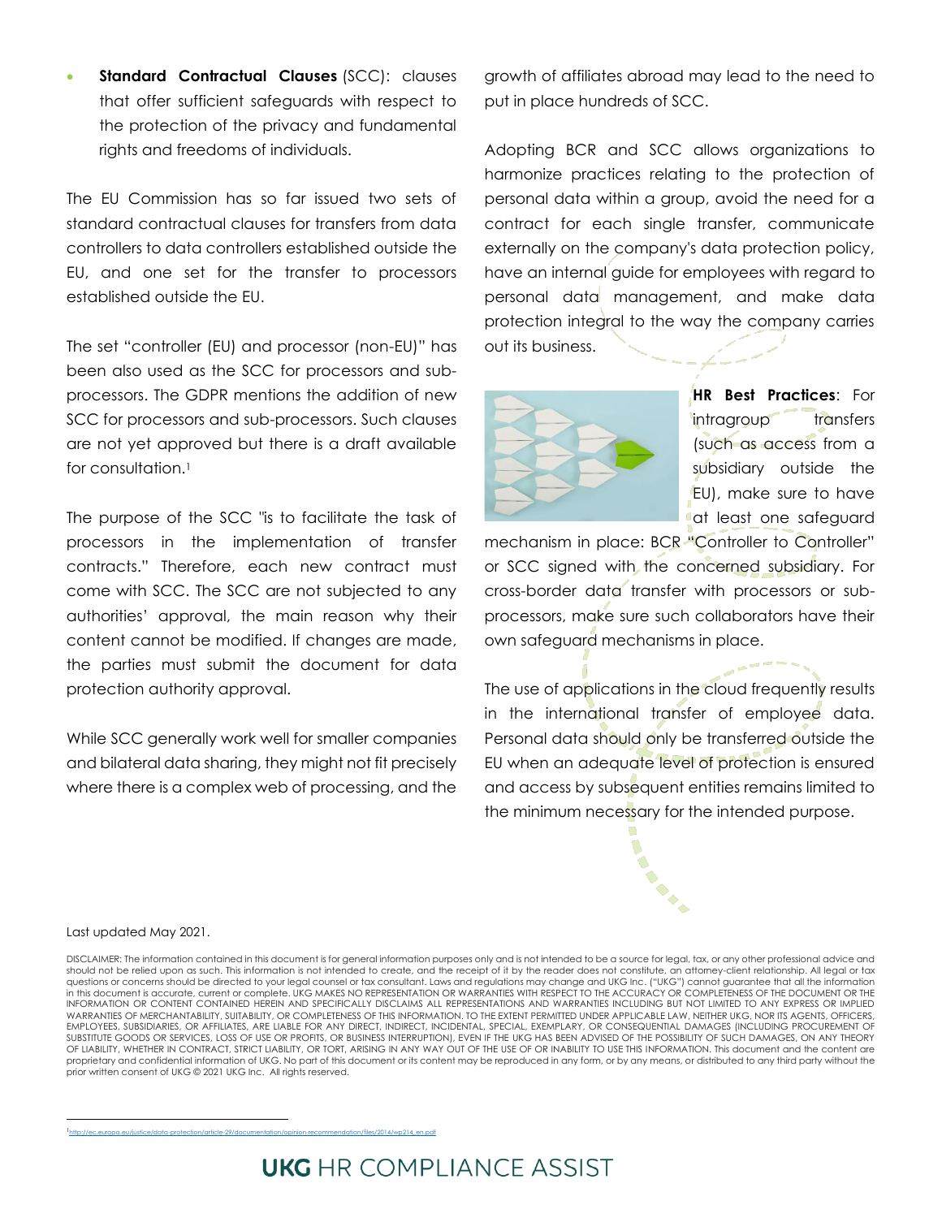- **Standard Contractual Clauses** (SCC): clauses that offer sufficient safeguards with respect to the protection of the privacy and fundamental rights and freedoms of individuals.

The EU Commission has so far issued two sets of standard contractual clauses for transfers from data controllers to data controllers established outside the EU, and one set for the transfer to processors established outside the EU.

The set "controller (EU) and processor (non-EU)" has been also used as the SCC for processors and sub-processors. The GDPR mentions the addition of new SCC for processors and sub-processors. Such clauses are not yet approved but there is a draft available for consultation.[1]

The purpose of the SCC "is to facilitate the task of processors in the implementation of transfer contracts." Therefore, each new contract must come with SCC. The SCC are not subjected to any authorities' approval, the main reason why their content cannot be modified. If changes are made, the parties must submit the document for data protection authority approval.

While SCC generally work well for smaller companies and bilateral data sharing, they might not fit precisely where there is a complex web of processing, and the growth of affiliates abroad may lead to the need to put in place hundreds of SCC.

Adopting BCR and SCC allows organizations to harmonize practices relating to the protection of personal data within a group, avoid the need for a contract for each single transfer, communicate externally on the company's data protection policy, have an internal guide for employees with regard to personal data management, and make data protection integral to the way the company carries out its business.

**HR Best Practices**: For intragroup transfers (such as access from a subsidiary outside the EU), make sure to have at least one safeguard mechanism in place: BCR "Controller to Controller" or SCC signed with the concerned subsidiary. For cross-border data transfer with processors or sub-processors, make sure such collaborators have their own safeguard mechanisms in place.

The use of applications in the cloud frequently results in the international transfer of employee data. Personal data should only be transferred outside the EU when an adequate level of protection is ensured and access by subsequent entities remains limited to the minimum necessary for the intended purpose.

Last updated May 2021.

DISCLAIMER: The information contained in this document is for general information purposes only and is not intended to be a source for legal, tax, or any other professional advice and should not be relied upon as such. This information is not intended to create, and the receipt of it by the reader does not constitute, an attorney-client relationship. All legal or tax questions or concerns should be directed to your legal counsel or tax consultant. Laws and regulations may change and UKG Inc. ("UKG") cannot guarantee that all the information in this document is accurate, current or complete. UKG MAKES NO REPRESENTATION OR WARRANTIES WITH RESPECT TO THE ACCURACY OR COMPLETENESS OF THE DOCUMENT OR THE INFORMATION OR CONTENT CONTAINED HEREIN AND SPECIFICALLY DISCLAIMS ALL REPRESENTATIONS AND WARRANTIES INCLUDING BUT NOT LIMITED TO ANY EXPRESS OR IMPLIED WARRANTIES OF MERCHANTABILITY, SUITABILITY, OR COMPLETENESS OF THIS INFORMATION. TO THE EXTENT PERMITTED UNDER APPLICABLE LAW, NEITHER UKG, NOR ITS AGENTS, OFFICERS, EMPLOYEES, SUBSIDIARIES, OR AFFILIATES, ARE LIABLE FOR ANY DIRECT, INDIRECT, INCIDENTAL, SPECIAL, EXEMPLARY, OR CONSEQUENTIAL DAMAGES (INCLUDING PROCUREMENT OF SUBSTITUTE GOODS OR SERVICES, LOSS OF USE OR PROFITS, OR BUSINESS INTERRUPTION), EVEN IF THE UKG HAS BEEN ADVISED OF THE POSSIBILITY OF SUCH DAMAGES, ON ANY THEORY OF LIABILITY, WHETHER IN CONTRACT, STRICT LIABILITY, OR TORT, ARISING IN ANY WAY OUT OF THE USE OF OR INABILITY TO USE THIS INFORMATION. This document and the content are proprietary and confidential information of UKG. No part of this document or its content may be reproduced in any form, or by any means, or distributed to any third party without the prior written consent of UKG © 2021 UKG Inc. All rights reserved.

[1] http://ec.europa.eu/justice/data-protection/article-29/documentation/opinion-recommendation/files/2014/wp214_en.pdf

**UKG** HR COMPLIANCE ASSIST